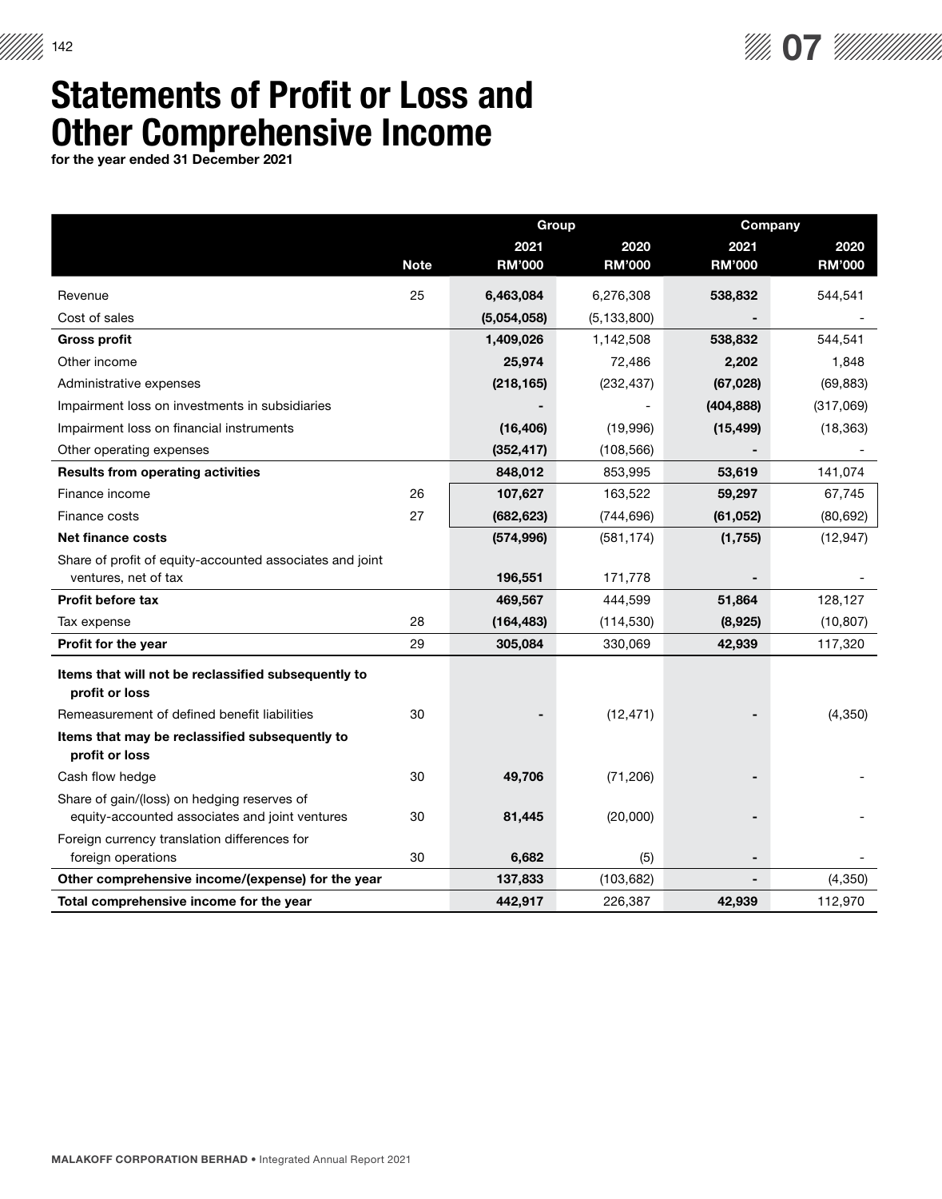# Statements of Profit or Loss and Other Comprehensive Income

**for the year ended 31 December 2021**

| | Note | Group | | Company | |
|---|---|---|---|---|---|
| | | 2021<br>RM'000 | 2020<br>RM'000 | 2021<br>RM'000 | 2020<br>RM'000 |
| Revenue | 25 | **6,463,084** | 6,276,308 | **538,832** | 544,541 |
| Cost of sales | | **(5,054,058)** | (5,133,800) | **-** | - |
| **Gross profit** | | **1,409,026** | 1,142,508 | **538,832** | 544,541 |
| Other income | | **25,974** | 72,486 | **2,202** | 1,848 |
| Administrative expenses | | **(218,165)** | (232,437) | **(67,028)** | (69,883) |
| Impairment loss on investments in subsidiaries | | **-** | - | **(404,888)** | (317,069) |
| Impairment loss on financial instruments | | **(16,406)** | (19,996) | **(15,499)** | (18,363) |
| Other operating expenses | | **(352,417)** | (108,566) | **-** | - |
| **Results from operating activities** | | **848,012** | 853,995 | **53,619** | 141,074 |
| Finance income | 26 | **107,627** | 163,522 | **59,297** | 67,745 |
| Finance costs | 27 | **(682,623)** | (744,696) | **(61,052)** | (80,692) |
| **Net finance costs** | | **(574,996)** | (581,174) | **(1,755)** | (12,947) |
| Share of profit of equity-accounted associates and joint ventures, net of tax | | **196,551** | 171,778 | **-** | - |
| **Profit before tax** | | **469,567** | 444,599 | **51,864** | 128,127 |
| Tax expense | 28 | **(164,483)** | (114,530) | **(8,925)** | (10,807) |
| **Profit for the year** | 29 | **305,084** | 330,069 | **42,939** | 117,320 |
| **Items that will not be reclassified subsequently to profit or loss** | | | | | |
| Remeasurement of defined benefit liabilities | 30 | **-** | (12,471) | **-** | (4,350) |
| **Items that may be reclassified subsequently to profit or loss** | | | | | |
| Cash flow hedge | 30 | **49,706** | (71,206) | **-** | - |
| Share of gain/(loss) on hedging reserves of equity-accounted associates and joint ventures | 30 | **81,445** | (20,000) | **-** | - |
| Foreign currency translation differences for foreign operations | 30 | **6,682** | (5) | **-** | - |
| **Other comprehensive income/(expense) for the year** | | **137,833** | (103,682) | **-** | (4,350) |
| **Total comprehensive income for the year** | | **442,917** | 226,387 | **42,939** | 112,970 |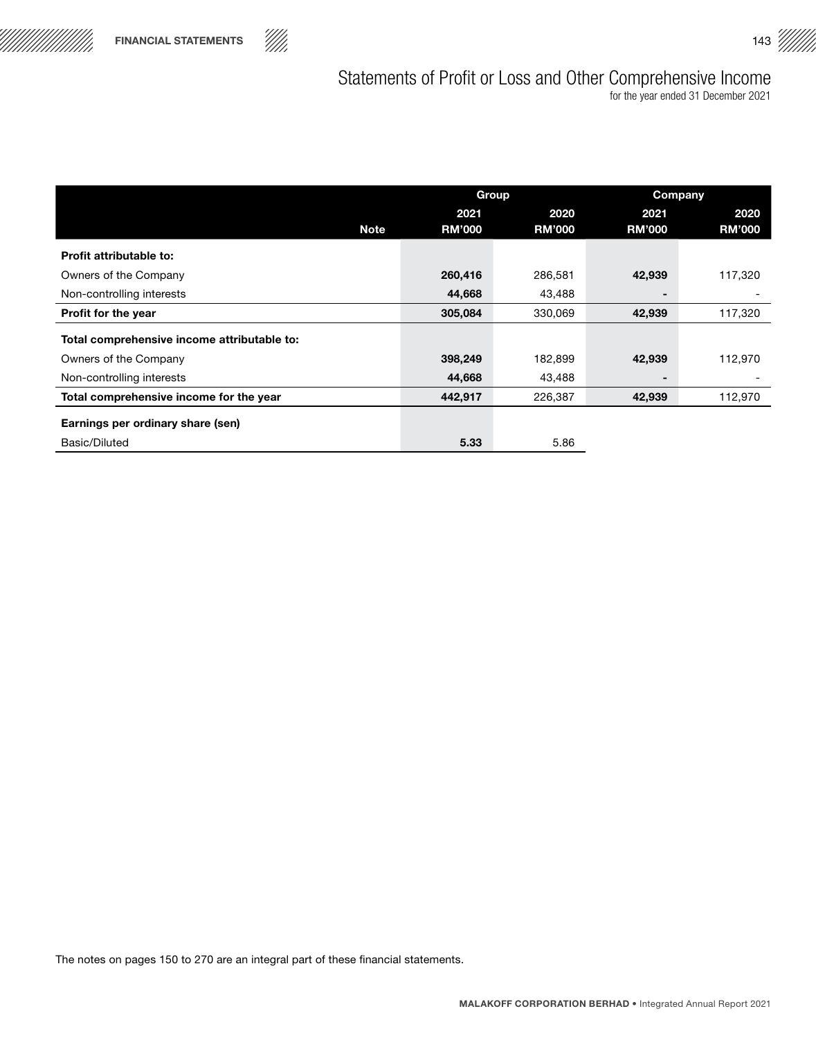# Statements of Profit or Loss and Other Comprehensive Income

for the year ended 31 December 2021

| | | Group | | Company | |
|---|---|---|---|---|---|
| | | 2021 | 2020 | 2021 | 2020 |
| | Note | RM'000 | RM'000 | RM'000 | RM'000 |
| **Profit attributable to:** | | | | | |
| Owners of the Company | | **260,416** | 286,581 | **42,939** | 117,320 |
| Non-controlling interests | | **44,668** | 43,488 | **-** | - |
| **Profit for the year** | | **305,084** | 330,069 | **42,939** | 117,320 |
| **Total comprehensive income attributable to:** | | | | | |
| Owners of the Company | | **398,249** | 182,899 | **42,939** | 112,970 |
| Non-controlling interests | | **44,668** | 43,488 | **-** | - |
| **Total comprehensive income for the year** | | **442,917** | 226,387 | **42,939** | 112,970 |
| **Earnings per ordinary share (sen)** | | | | | |
| Basic/Diluted | | **5.33** | 5.86 | | |

The notes on pages 150 to 270 are an integral part of these financial statements.